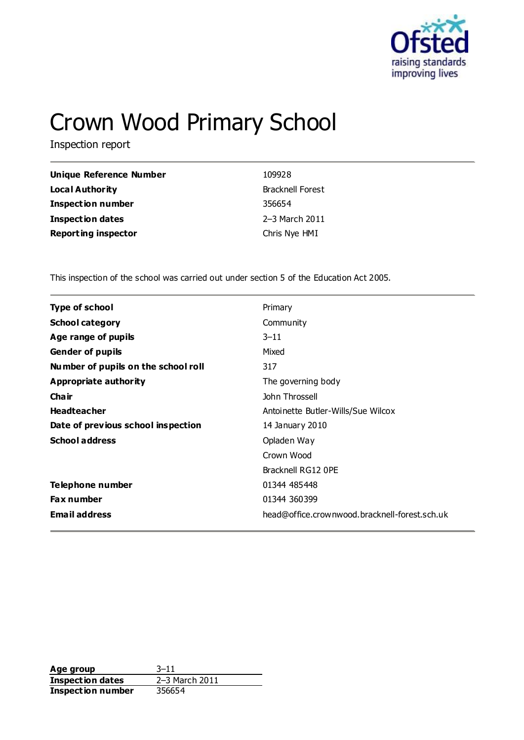# Crown Wood Primary School

Inspection report

| | |
|---|---|
| **Unique Reference Number** | 109928 |
| **Local Authority** | Bracknell Forest |
| **Inspection number** | 356654 |
| **Inspection dates** | 2–3 March 2011 |
| **Reporting inspector** | Chris Nye HMI |

This inspection of the school was carried out under section 5 of the Education Act 2005.

| | |
|---|---|
| **Type of school** | Primary |
| **School category** | Community |
| **Age range of pupils** | 3–11 |
| **Gender of pupils** | Mixed |
| **Number of pupils on the school roll** | 317 |
| **Appropriate authority** | The governing body |
| **Chair** | John Throssell |
| **Headteacher** | Antoinette Butler-Wills/Sue Wilcox |
| **Date of previous school inspection** | 14 January 2010 |
| **School address** | Opladen Way<br>Crown Wood<br>Bracknell RG12 0PE |
| **Telephone number** | 01344 485448 |
| **Fax number** | 01344 360399 |
| **Email address** | head@office.crownwood.bracknell-forest.sch.uk |

| | |
|---|---|
| **Age group** | 3–11 |
| **Inspection dates** | 2–3 March 2011 |
| **Inspection number** | 356654 |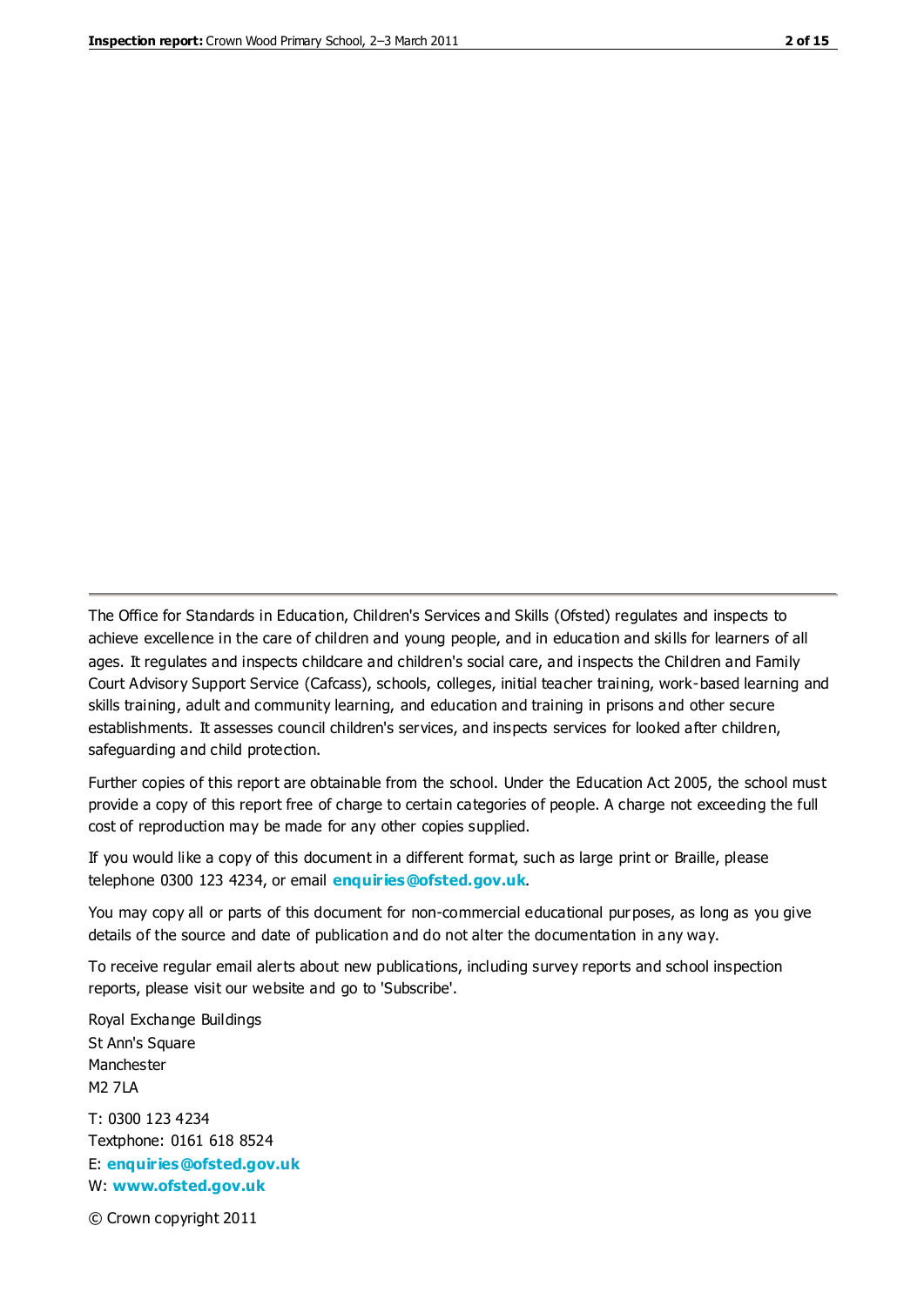The Office for Standards in Education, Children's Services and Skills (Ofsted) regulates and inspects to achieve excellence in the care of children and young people, and in education and skills for learners of all ages. It regulates and inspects childcare and children's social care, and inspects the Children and Family Court Advisory Support Service (Cafcass), schools, colleges, initial teacher training, work-based learning and skills training, adult and community learning, and education and training in prisons and other secure establishments. It assesses council children's services, and inspects services for looked after children, safeguarding and child protection.

Further copies of this report are obtainable from the school. Under the Education Act 2005, the school must provide a copy of this report free of charge to certain categories of people. A charge not exceeding the full cost of reproduction may be made for any other copies supplied.

If you would like a copy of this document in a different format, such as large print or Braille, please telephone 0300 123 4234, or email **enquiries@ofsted.gov.uk**.

You may copy all or parts of this document for non-commercial educational purposes, as long as you give details of the source and date of publication and do not alter the documentation in any way.

To receive regular email alerts about new publications, including survey reports and school inspection reports, please visit our website and go to 'Subscribe'.

Royal Exchange Buildings
St Ann's Square
Manchester
M2 7LA

T: 0300 123 4234
Textphone: 0161 618 8524
E: **enquiries@ofsted.gov.uk**
W: **www.ofsted.gov.uk**

© Crown copyright 2011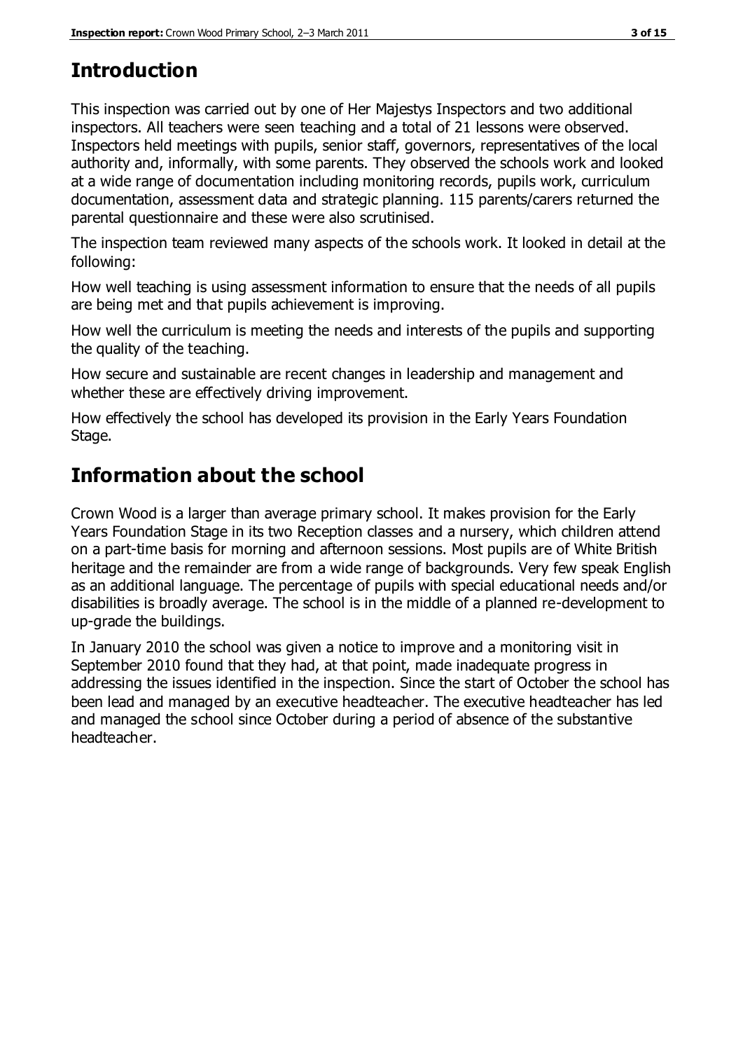## Introduction

This inspection was carried out by one of Her Majestys Inspectors and two additional inspectors. All teachers were seen teaching and a total of 21 lessons were observed. Inspectors held meetings with pupils, senior staff, governors, representatives of the local authority and, informally, with some parents. They observed the schools work and looked at a wide range of documentation including monitoring records, pupils work, curriculum documentation, assessment data and strategic planning. 115 parents/carers returned the parental questionnaire and these were also scrutinised.

The inspection team reviewed many aspects of the schools work. It looked in detail at the following:

How well teaching is using assessment information to ensure that the needs of all pupils are being met and that pupils achievement is improving.

How well the curriculum is meeting the needs and interests of the pupils and supporting the quality of the teaching.

How secure and sustainable are recent changes in leadership and management and whether these are effectively driving improvement.

How effectively the school has developed its provision in the Early Years Foundation Stage.

## Information about the school

Crown Wood is a larger than average primary school. It makes provision for the Early Years Foundation Stage in its two Reception classes and a nursery, which children attend on a part-time basis for morning and afternoon sessions. Most pupils are of White British heritage and the remainder are from a wide range of backgrounds. Very few speak English as an additional language. The percentage of pupils with special educational needs and/or disabilities is broadly average. The school is in the middle of a planned re-development to up-grade the buildings.

In January 2010 the school was given a notice to improve and a monitoring visit in September 2010 found that they had, at that point, made inadequate progress in addressing the issues identified in the inspection. Since the start of October the school has been lead and managed by an executive headteacher. The executive headteacher has led and managed the school since October during a period of absence of the substantive headteacher.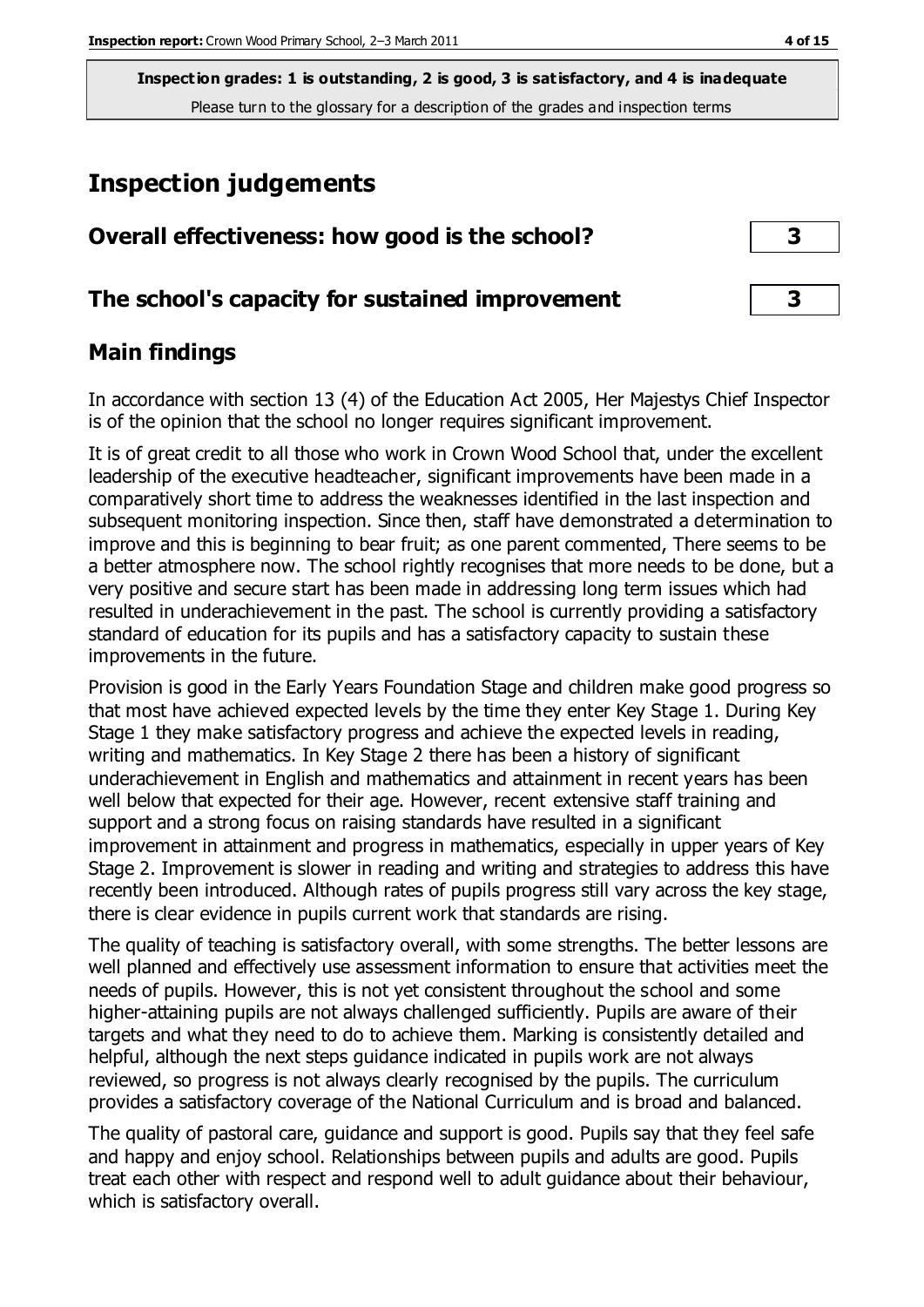**Inspection grades: 1 is outstanding, 2 is good, 3 is satisfactory, and 4 is inadequate**
Please turn to the glossary for a description of the grades and inspection terms

# Inspection judgements

| Overall effectiveness: how good is the school? | 3 |
|---|---|
| The school's capacity for sustained improvement | 3 |

## Main findings

In accordance with section 13 (4) of the Education Act 2005, Her Majestys Chief Inspector is of the opinion that the school no longer requires significant improvement.

It is of great credit to all those who work in Crown Wood School that, under the excellent leadership of the executive headteacher, significant improvements have been made in a comparatively short time to address the weaknesses identified in the last inspection and subsequent monitoring inspection. Since then, staff have demonstrated a determination to improve and this is beginning to bear fruit; as one parent commented, There seems to be a better atmosphere now. The school rightly recognises that more needs to be done, but a very positive and secure start has been made in addressing long term issues which had resulted in underachievement in the past. The school is currently providing a satisfactory standard of education for its pupils and has a satisfactory capacity to sustain these improvements in the future.

Provision is good in the Early Years Foundation Stage and children make good progress so that most have achieved expected levels by the time they enter Key Stage 1. During Key Stage 1 they make satisfactory progress and achieve the expected levels in reading, writing and mathematics. In Key Stage 2 there has been a history of significant underachievement in English and mathematics and attainment in recent years has been well below that expected for their age. However, recent extensive staff training and support and a strong focus on raising standards have resulted in a significant improvement in attainment and progress in mathematics, especially in upper years of Key Stage 2. Improvement is slower in reading and writing and strategies to address this have recently been introduced. Although rates of pupils progress still vary across the key stage, there is clear evidence in pupils current work that standards are rising.

The quality of teaching is satisfactory overall, with some strengths. The better lessons are well planned and effectively use assessment information to ensure that activities meet the needs of pupils. However, this is not yet consistent throughout the school and some higher-attaining pupils are not always challenged sufficiently. Pupils are aware of their targets and what they need to do to achieve them. Marking is consistently detailed and helpful, although the next steps guidance indicated in pupils work are not always reviewed, so progress is not always clearly recognised by the pupils. The curriculum provides a satisfactory coverage of the National Curriculum and is broad and balanced.

The quality of pastoral care, guidance and support is good. Pupils say that they feel safe and happy and enjoy school. Relationships between pupils and adults are good. Pupils treat each other with respect and respond well to adult guidance about their behaviour, which is satisfactory overall.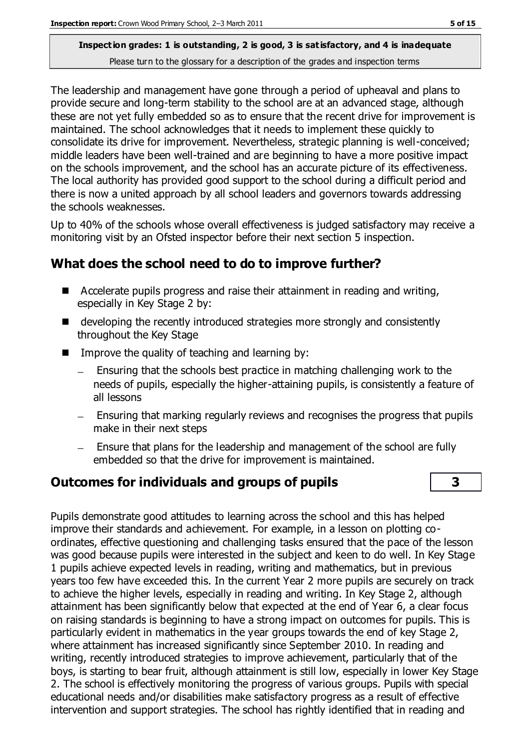The leadership and management have gone through a period of upheaval and plans to provide secure and long-term stability to the school are at an advanced stage, although these are not yet fully embedded so as to ensure that the recent drive for improvement is maintained. The school acknowledges that it needs to implement these quickly to consolidate its drive for improvement. Nevertheless, strategic planning is well-conceived; middle leaders have been well-trained and are beginning to have a more positive impact on the schools improvement, and the school has an accurate picture of its effectiveness. The local authority has provided good support to the school during a difficult period and there is now a united approach by all school leaders and governors towards addressing the schools weaknesses.

Up to 40% of the schools whose overall effectiveness is judged satisfactory may receive a monitoring visit by an Ofsted inspector before their next section 5 inspection.

## What does the school need to do to improve further?

- Accelerate pupils progress and raise their attainment in reading and writing, especially in Key Stage 2 by:
- developing the recently introduced strategies more strongly and consistently throughout the Key Stage
- Improve the quality of teaching and learning by:
  - Ensuring that the schools best practice in matching challenging work to the needs of pupils, especially the higher-attaining pupils, is consistently a feature of all lessons
  - Ensuring that marking regularly reviews and recognises the progress that pupils make in their next steps
  - Ensure that plans for the leadership and management of the school are fully embedded so that the drive for improvement is maintained.

## Outcomes for individuals and groups of pupils — 3

Pupils demonstrate good attitudes to learning across the school and this has helped improve their standards and achievement. For example, in a lesson on plotting co-ordinates, effective questioning and challenging tasks ensured that the pace of the lesson was good because pupils were interested in the subject and keen to do well. In Key Stage 1 pupils achieve expected levels in reading, writing and mathematics, but in previous years too few have exceeded this. In the current Year 2 more pupils are securely on track to achieve the higher levels, especially in reading and writing. In Key Stage 2, although attainment has been significantly below that expected at the end of Year 6, a clear focus on raising standards is beginning to have a strong impact on outcomes for pupils. This is particularly evident in mathematics in the year groups towards the end of key Stage 2, where attainment has increased significantly since September 2010. In reading and writing, recently introduced strategies to improve achievement, particularly that of the boys, is starting to bear fruit, although attainment is still low, especially in lower Key Stage 2. The school is effectively monitoring the progress of various groups. Pupils with special educational needs and/or disabilities make satisfactory progress as a result of effective intervention and support strategies. The school has rightly identified that in reading and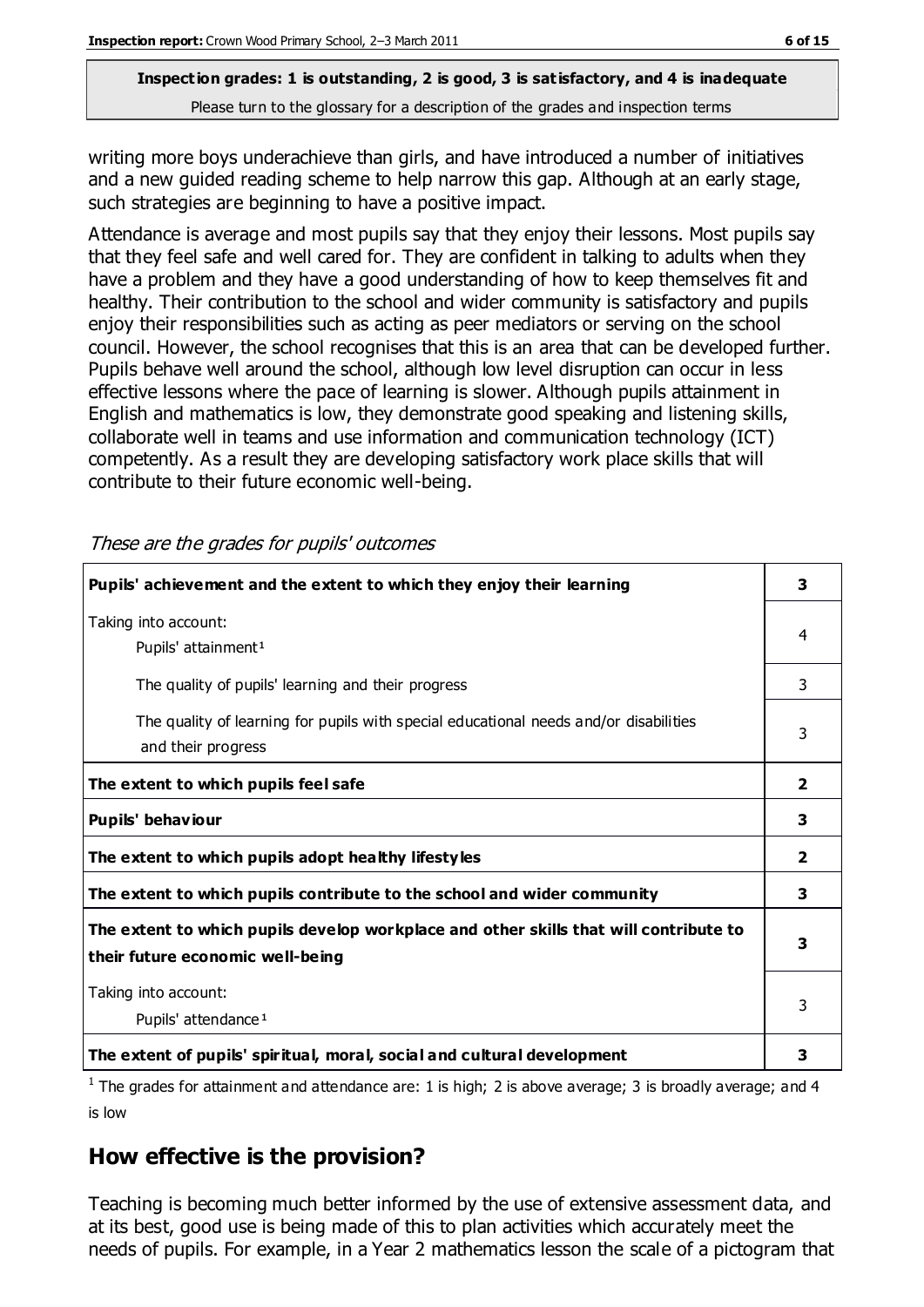**Inspection grades: 1 is outstanding, 2 is good, 3 is satisfactory, and 4 is inadequate**
Please turn to the glossary for a description of the grades and inspection terms

writing more boys underachieve than girls, and have introduced a number of initiatives and a new guided reading scheme to help narrow this gap. Although at an early stage, such strategies are beginning to have a positive impact.

Attendance is average and most pupils say that they enjoy their lessons. Most pupils say that they feel safe and well cared for. They are confident in talking to adults when they have a problem and they have a good understanding of how to keep themselves fit and healthy. Their contribution to the school and wider community is satisfactory and pupils enjoy their responsibilities such as acting as peer mediators or serving on the school council. However, the school recognises that this is an area that can be developed further. Pupils behave well around the school, although low level disruption can occur in less effective lessons where the pace of learning is slower. Although pupils attainment in English and mathematics is low, they demonstrate good speaking and listening skills, collaborate well in teams and use information and communication technology (ICT) competently. As a result they are developing satisfactory work place skills that will contribute to their future economic well-being.

*These are the grades for pupils' outcomes*

| | |
|---|---|
| **Pupils' achievement and the extent to which they enjoy their learning** | **3** |
| Taking into account: Pupils' attainment[1] | 4 |
| The quality of pupils' learning and their progress | 3 |
| The quality of learning for pupils with special educational needs and/or disabilities and their progress | 3 |
| **The extent to which pupils feel safe** | **2** |
| **Pupils' behaviour** | **3** |
| **The extent to which pupils adopt healthy lifestyles** | **2** |
| **The extent to which pupils contribute to the school and wider community** | **3** |
| **The extent to which pupils develop workplace and other skills that will contribute to their future economic well-being** | **3** |
| Taking into account: Pupils' attendance[1] | 3 |
| **The extent of pupils' spiritual, moral, social and cultural development** | **3** |

[1] The grades for attainment and attendance are: 1 is high; 2 is above average; 3 is broadly average; and 4 is low

## How effective is the provision?

Teaching is becoming much better informed by the use of extensive assessment data, and at its best, good use is being made of this to plan activities which accurately meet the needs of pupils. For example, in a Year 2 mathematics lesson the scale of a pictogram that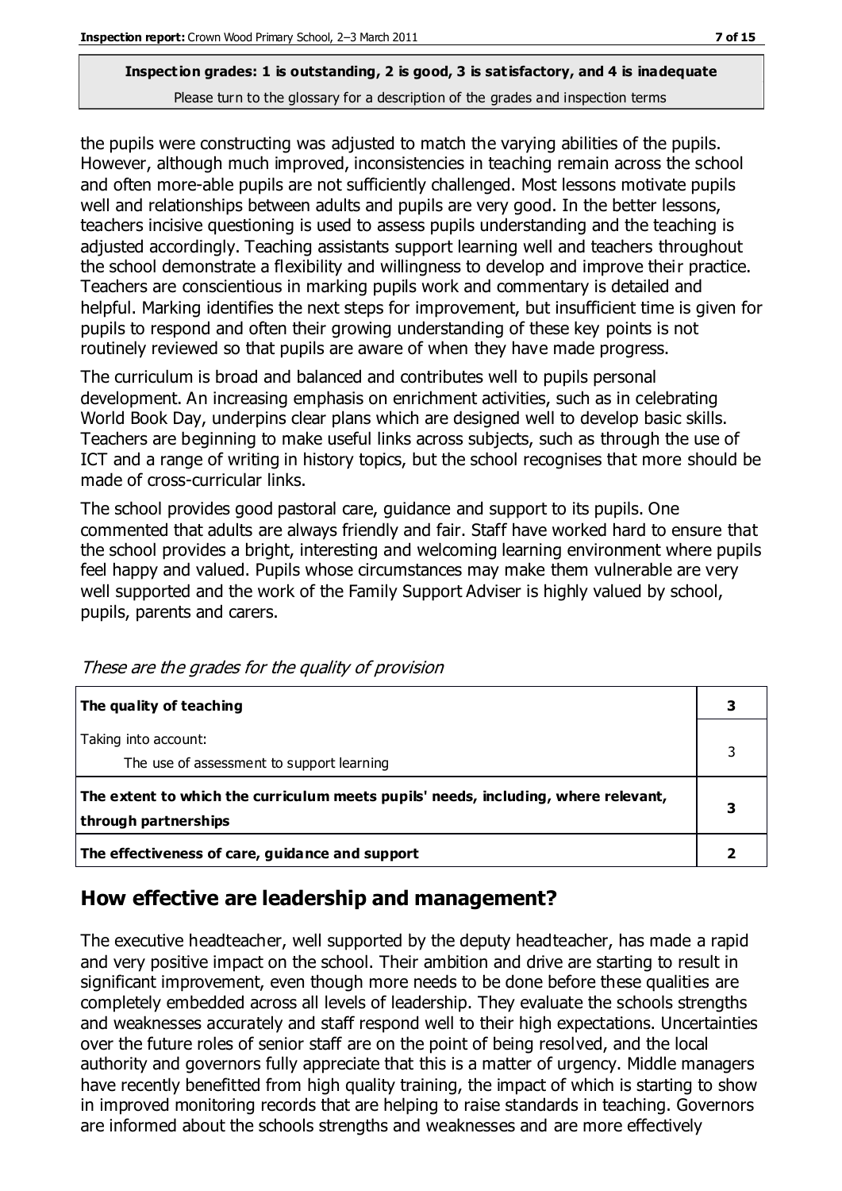**Inspection grades: 1 is outstanding, 2 is good, 3 is satisfactory, and 4 is inadequate**

Please turn to the glossary for a description of the grades and inspection terms

the pupils were constructing was adjusted to match the varying abilities of the pupils. However, although much improved, inconsistencies in teaching remain across the school and often more-able pupils are not sufficiently challenged. Most lessons motivate pupils well and relationships between adults and pupils are very good. In the better lessons, teachers incisive questioning is used to assess pupils understanding and the teaching is adjusted accordingly. Teaching assistants support learning well and teachers throughout the school demonstrate a flexibility and willingness to develop and improve their practice. Teachers are conscientious in marking pupils work and commentary is detailed and helpful. Marking identifies the next steps for improvement, but insufficient time is given for pupils to respond and often their growing understanding of these key points is not routinely reviewed so that pupils are aware of when they have made progress.

The curriculum is broad and balanced and contributes well to pupils personal development. An increasing emphasis on enrichment activities, such as in celebrating World Book Day, underpins clear plans which are designed well to develop basic skills. Teachers are beginning to make useful links across subjects, such as through the use of ICT and a range of writing in history topics, but the school recognises that more should be made of cross-curricular links.

The school provides good pastoral care, guidance and support to its pupils. One commented that adults are always friendly and fair. Staff have worked hard to ensure that the school provides a bright, interesting and welcoming learning environment where pupils feel happy and valued. Pupils whose circumstances may make them vulnerable are very well supported and the work of the Family Support Adviser is highly valued by school, pupils, parents and carers.

*These are the grades for the quality of provision*

| | |
|---|---|
| **The quality of teaching** | **3** |
| Taking into account:<br>The use of assessment to support learning | 3 |
| **The extent to which the curriculum meets pupils' needs, including, where relevant, through partnerships** | **3** |
| **The effectiveness of care, guidance and support** | **2** |

## How effective are leadership and management?

The executive headteacher, well supported by the deputy headteacher, has made a rapid and very positive impact on the school. Their ambition and drive are starting to result in significant improvement, even though more needs to be done before these qualities are completely embedded across all levels of leadership. They evaluate the schools strengths and weaknesses accurately and staff respond well to their high expectations. Uncertainties over the future roles of senior staff are on the point of being resolved, and the local authority and governors fully appreciate that this is a matter of urgency. Middle managers have recently benefitted from high quality training, the impact of which is starting to show in improved monitoring records that are helping to raise standards in teaching. Governors are informed about the schools strengths and weaknesses and are more effectively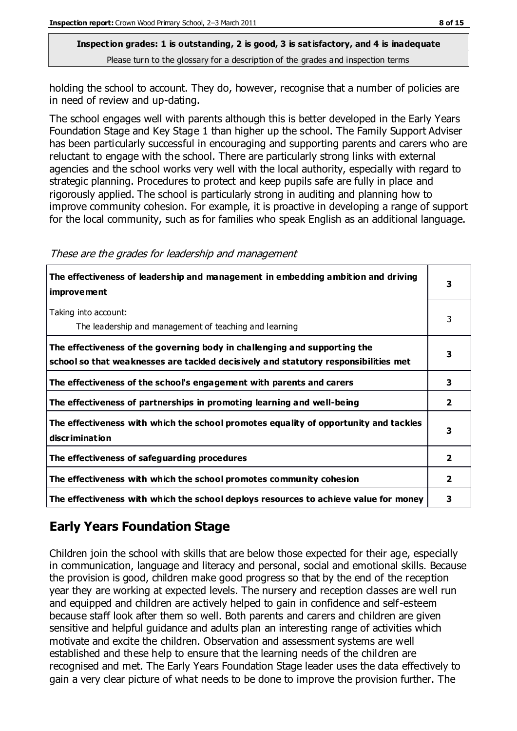**Inspection grades: 1 is outstanding, 2 is good, 3 is satisfactory, and 4 is inadequate**

Please turn to the glossary for a description of the grades and inspection terms

holding the school to account. They do, however, recognise that a number of policies are in need of review and up-dating.

The school engages well with parents although this is better developed in the Early Years Foundation Stage and Key Stage 1 than higher up the school. The Family Support Adviser has been particularly successful in encouraging and supporting parents and carers who are reluctant to engage with the school. There are particularly strong links with external agencies and the school works very well with the local authority, especially with regard to strategic planning. Procedures to protect and keep pupils safe are fully in place and rigorously applied. The school is particularly strong in auditing and planning how to improve community cohesion. For example, it is proactive in developing a range of support for the local community, such as for families who speak English as an additional language.

*These are the grades for leadership and management*

| | |
|---|---|
| **The effectiveness of leadership and management in embedding ambition and driving improvement** | **3** |
| Taking into account:<br>The leadership and management of teaching and learning | 3 |
| **The effectiveness of the governing body in challenging and supporting the school so that weaknesses are tackled decisively and statutory responsibilities met** | **3** |
| **The effectiveness of the school's engagement with parents and carers** | **3** |
| **The effectiveness of partnerships in promoting learning and well-being** | **2** |
| **The effectiveness with which the school promotes equality of opportunity and tackles discrimination** | **3** |
| **The effectiveness of safeguarding procedures** | **2** |
| **The effectiveness with which the school promotes community cohesion** | **2** |
| **The effectiveness with which the school deploys resources to achieve value for money** | **3** |

## Early Years Foundation Stage

Children join the school with skills that are below those expected for their age, especially in communication, language and literacy and personal, social and emotional skills. Because the provision is good, children make good progress so that by the end of the reception year they are working at expected levels. The nursery and reception classes are well run and equipped and children are actively helped to gain in confidence and self-esteem because staff look after them so well. Both parents and carers and children are given sensitive and helpful guidance and adults plan an interesting range of activities which motivate and excite the children. Observation and assessment systems are well established and these help to ensure that the learning needs of the children are recognised and met. The Early Years Foundation Stage leader uses the data effectively to gain a very clear picture of what needs to be done to improve the provision further. The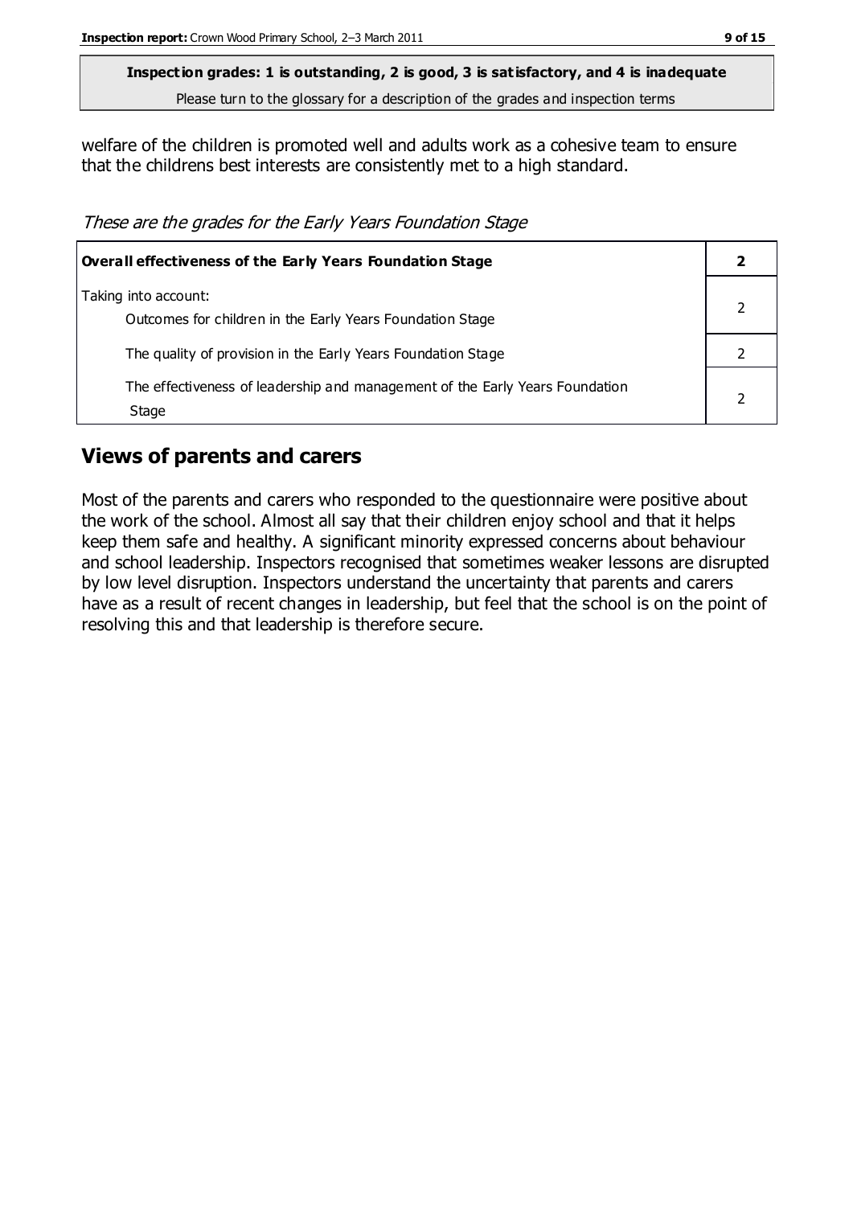**Inspection grades: 1 is outstanding, 2 is good, 3 is satisfactory, and 4 is inadequate**
Please turn to the glossary for a description of the grades and inspection terms

welfare of the children is promoted well and adults work as a cohesive team to ensure that the childrens best interests are consistently met to a high standard.

*These are the grades for the Early Years Foundation Stage*

| **Overall effectiveness of the Early Years Foundation Stage** | **2** |
|---|---|
| Taking into account: Outcomes for children in the Early Years Foundation Stage | 2 |
| The quality of provision in the Early Years Foundation Stage | 2 |
| The effectiveness of leadership and management of the Early Years Foundation Stage | 2 |

## Views of parents and carers

Most of the parents and carers who responded to the questionnaire were positive about the work of the school. Almost all say that their children enjoy school and that it helps keep them safe and healthy. A significant minority expressed concerns about behaviour and school leadership. Inspectors recognised that sometimes weaker lessons are disrupted by low level disruption. Inspectors understand the uncertainty that parents and carers have as a result of recent changes in leadership, but feel that the school is on the point of resolving this and that leadership is therefore secure.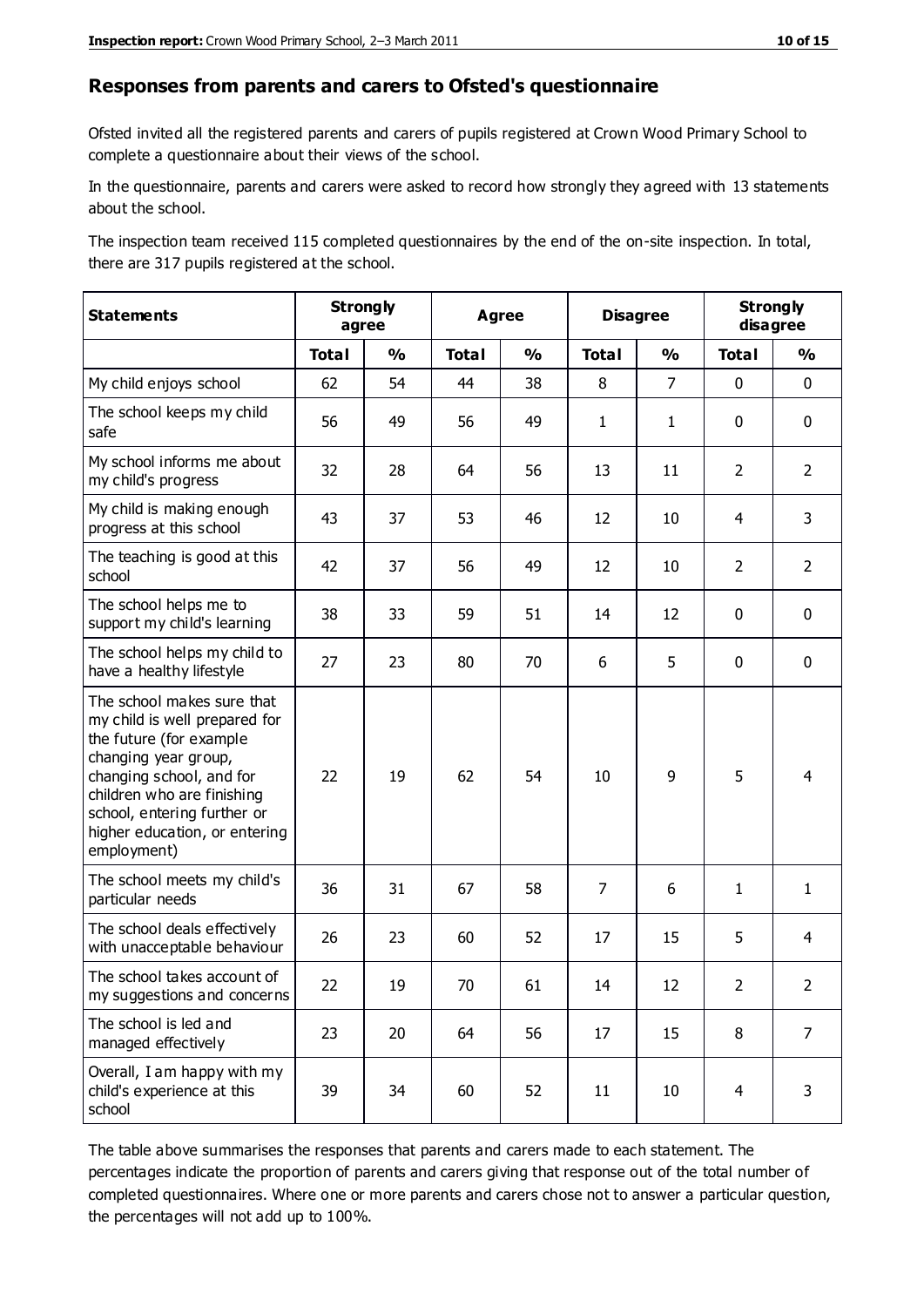## Responses from parents and carers to Ofsted's questionnaire

Ofsted invited all the registered parents and carers of pupils registered at Crown Wood Primary School to complete a questionnaire about their views of the school.

In the questionnaire, parents and carers were asked to record how strongly they agreed with 13 statements about the school.

The inspection team received 115 completed questionnaires by the end of the on-site inspection. In total, there are 317 pupils registered at the school.

| Statements | Strongly agree | | Agree | | Disagree | | Strongly disagree | |
|---|---|---|---|---|---|---|---|---|
| | Total | % | Total | % | Total | % | Total | % |
| My child enjoys school | 62 | 54 | 44 | 38 | 8 | 7 | 0 | 0 |
| The school keeps my child safe | 56 | 49 | 56 | 49 | 1 | 1 | 0 | 0 |
| My school informs me about my child's progress | 32 | 28 | 64 | 56 | 13 | 11 | 2 | 2 |
| My child is making enough progress at this school | 43 | 37 | 53 | 46 | 12 | 10 | 4 | 3 |
| The teaching is good at this school | 42 | 37 | 56 | 49 | 12 | 10 | 2 | 2 |
| The school helps me to support my child's learning | 38 | 33 | 59 | 51 | 14 | 12 | 0 | 0 |
| The school helps my child to have a healthy lifestyle | 27 | 23 | 80 | 70 | 6 | 5 | 0 | 0 |
| The school makes sure that my child is well prepared for the future (for example changing year group, changing school, and for children who are finishing school, entering further or higher education, or entering employment) | 22 | 19 | 62 | 54 | 10 | 9 | 5 | 4 |
| The school meets my child's particular needs | 36 | 31 | 67 | 58 | 7 | 6 | 1 | 1 |
| The school deals effectively with unacceptable behaviour | 26 | 23 | 60 | 52 | 17 | 15 | 5 | 4 |
| The school takes account of my suggestions and concerns | 22 | 19 | 70 | 61 | 14 | 12 | 2 | 2 |
| The school is led and managed effectively | 23 | 20 | 64 | 56 | 17 | 15 | 8 | 7 |
| Overall, I am happy with my child's experience at this school | 39 | 34 | 60 | 52 | 11 | 10 | 4 | 3 |

The table above summarises the responses that parents and carers made to each statement. The percentages indicate the proportion of parents and carers giving that response out of the total number of completed questionnaires. Where one or more parents and carers chose not to answer a particular question, the percentages will not add up to 100%.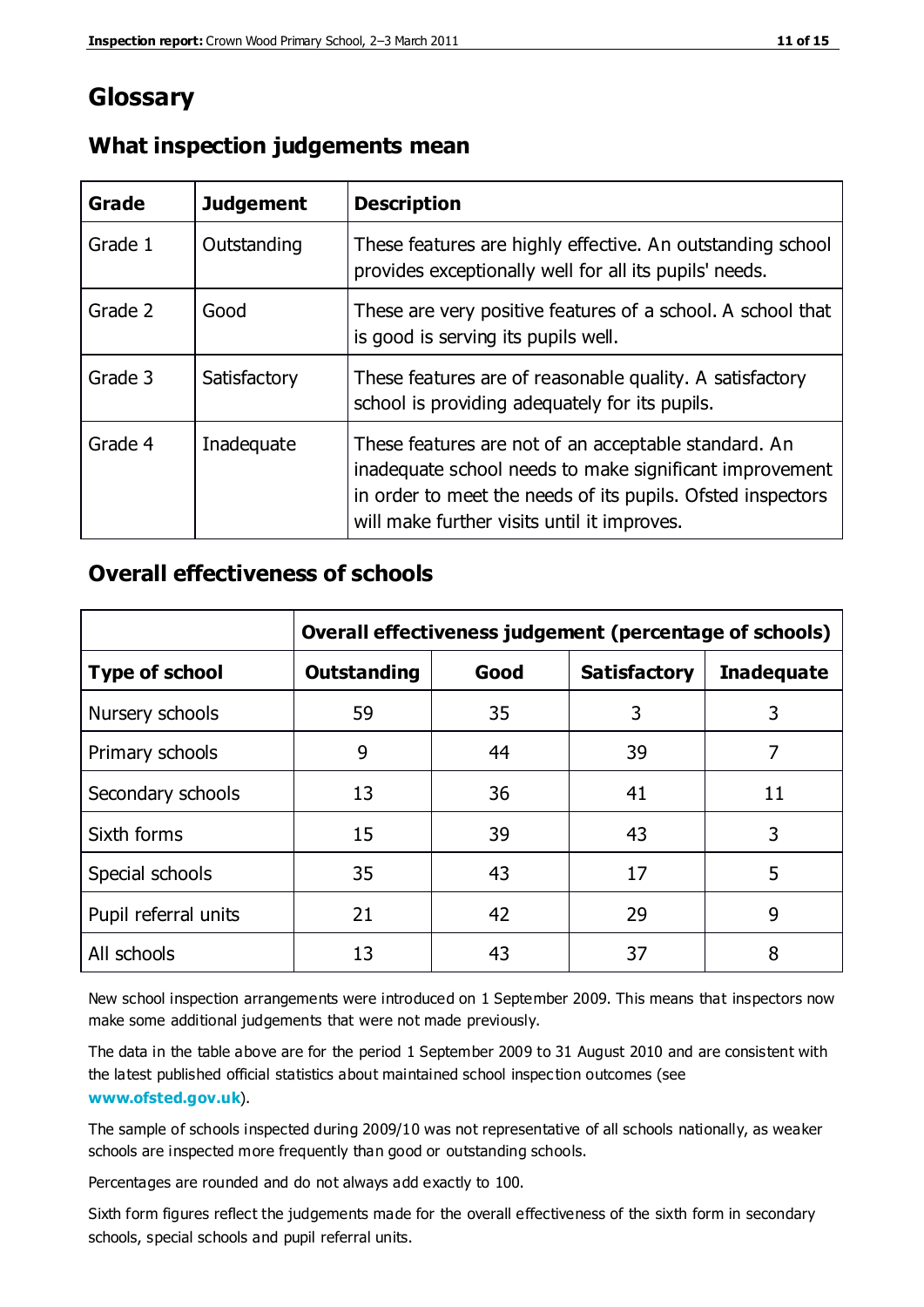# Glossary

## What inspection judgements mean

| Grade | Judgement | Description |
|---|---|---|
| Grade 1 | Outstanding | These features are highly effective. An outstanding school provides exceptionally well for all its pupils' needs. |
| Grade 2 | Good | These are very positive features of a school. A school that is good is serving its pupils well. |
| Grade 3 | Satisfactory | These features are of reasonable quality. A satisfactory school is providing adequately for its pupils. |
| Grade 4 | Inadequate | These features are not of an acceptable standard. An inadequate school needs to make significant improvement in order to meet the needs of its pupils. Ofsted inspectors will make further visits until it improves. |

## Overall effectiveness of schools

| | Overall effectiveness judgement (percentage of schools) | | | |
|---|---|---|---|---|
| **Type of school** | **Outstanding** | **Good** | **Satisfactory** | **Inadequate** |
| Nursery schools | 59 | 35 | 3 | 3 |
| Primary schools | 9 | 44 | 39 | 7 |
| Secondary schools | 13 | 36 | 41 | 11 |
| Sixth forms | 15 | 39 | 43 | 3 |
| Special schools | 35 | 43 | 17 | 5 |
| Pupil referral units | 21 | 42 | 29 | 9 |
| All schools | 13 | 43 | 37 | 8 |

New school inspection arrangements were introduced on 1 September 2009. This means that inspectors now make some additional judgements that were not made previously.

The data in the table above are for the period 1 September 2009 to 31 August 2010 and are consistent with the latest published official statistics about maintained school inspection outcomes (see **www.ofsted.gov.uk**).

The sample of schools inspected during 2009/10 was not representative of all schools nationally, as weaker schools are inspected more frequently than good or outstanding schools.

Percentages are rounded and do not always add exactly to 100.

Sixth form figures reflect the judgements made for the overall effectiveness of the sixth form in secondary schools, special schools and pupil referral units.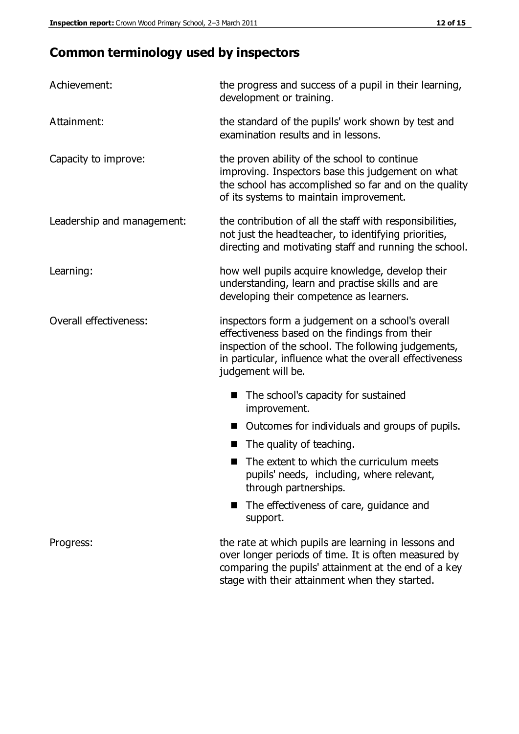## Common terminology used by inspectors

| | |
|---|---|
| Achievement: | the progress and success of a pupil in their learning, development or training. |
| Attainment: | the standard of the pupils' work shown by test and examination results and in lessons. |
| Capacity to improve: | the proven ability of the school to continue improving. Inspectors base this judgement on what the school has accomplished so far and on the quality of its systems to maintain improvement. |
| Leadership and management: | the contribution of all the staff with responsibilities, not just the headteacher, to identifying priorities, directing and motivating staff and running the school. |
| Learning: | how well pupils acquire knowledge, develop their understanding, learn and practise skills and are developing their competence as learners. |
| Overall effectiveness: | inspectors form a judgement on a school's overall effectiveness based on the findings from their inspection of the school. The following judgements, in particular, influence what the overall effectiveness judgement will be. <br>■ The school's capacity for sustained improvement.<br>■ Outcomes for individuals and groups of pupils.<br>■ The quality of teaching.<br>■ The extent to which the curriculum meets pupils' needs, including, where relevant, through partnerships.<br>■ The effectiveness of care, guidance and support. |
| Progress: | the rate at which pupils are learning in lessons and over longer periods of time. It is often measured by comparing the pupils' attainment at the end of a key stage with their attainment when they started. |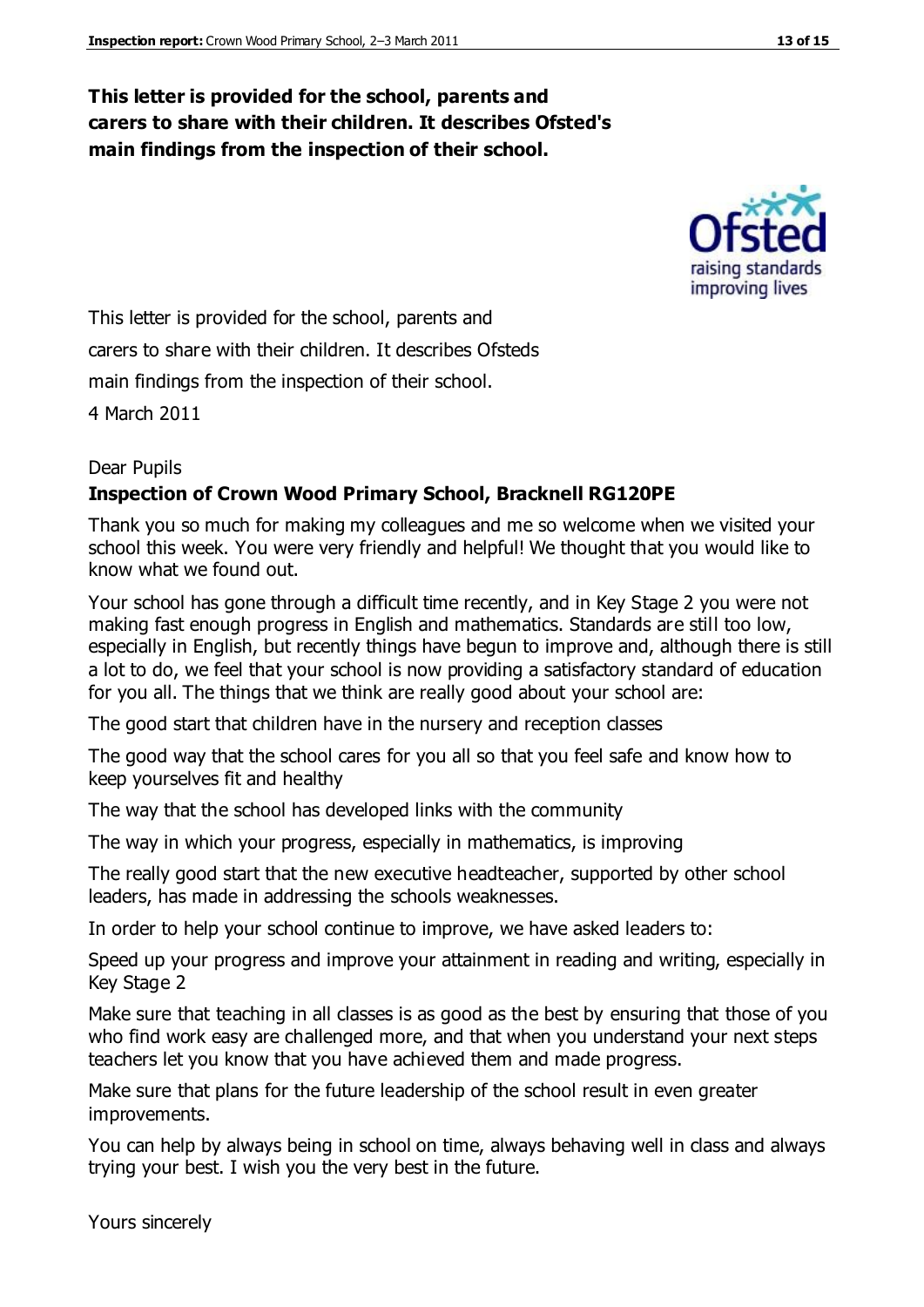**This letter is provided for the school, parents and carers to share with their children. It describes Ofsted's main findings from the inspection of their school.**

This letter is provided for the school, parents and carers to share with their children. It describes Ofsteds main findings from the inspection of their school.

4 March 2011

Dear Pupils

**Inspection of Crown Wood Primary School, Bracknell RG120PE**

Thank you so much for making my colleagues and me so welcome when we visited your school this week. You were very friendly and helpful! We thought that you would like to know what we found out.

Your school has gone through a difficult time recently, and in Key Stage 2 you were not making fast enough progress in English and mathematics. Standards are still too low, especially in English, but recently things have begun to improve and, although there is still a lot to do, we feel that your school is now providing a satisfactory standard of education for you all. The things that we think are really good about your school are:

The good start that children have in the nursery and reception classes

The good way that the school cares for you all so that you feel safe and know how to keep yourselves fit and healthy

The way that the school has developed links with the community

The way in which your progress, especially in mathematics, is improving

The really good start that the new executive headteacher, supported by other school leaders, has made in addressing the schools weaknesses.

In order to help your school continue to improve, we have asked leaders to:

Speed up your progress and improve your attainment in reading and writing, especially in Key Stage 2

Make sure that teaching in all classes is as good as the best by ensuring that those of you who find work easy are challenged more, and that when you understand your next steps teachers let you know that you have achieved them and made progress.

Make sure that plans for the future leadership of the school result in even greater improvements.

You can help by always being in school on time, always behaving well in class and always trying your best. I wish you the very best in the future.

Yours sincerely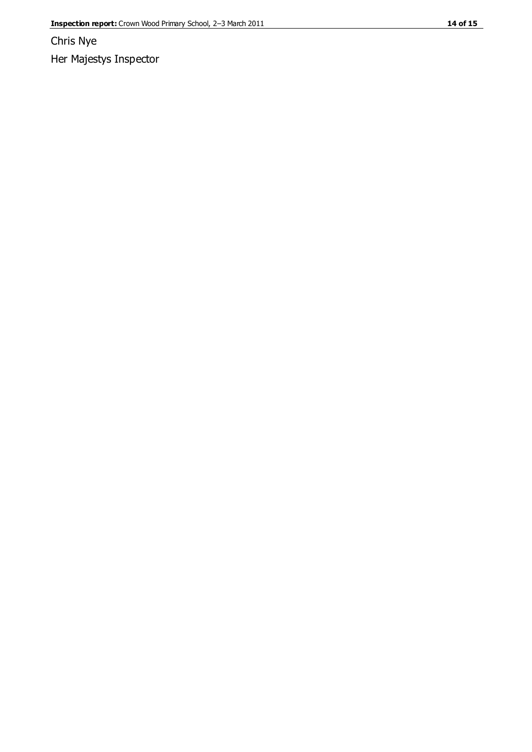Chris Nye

Her Majestys Inspector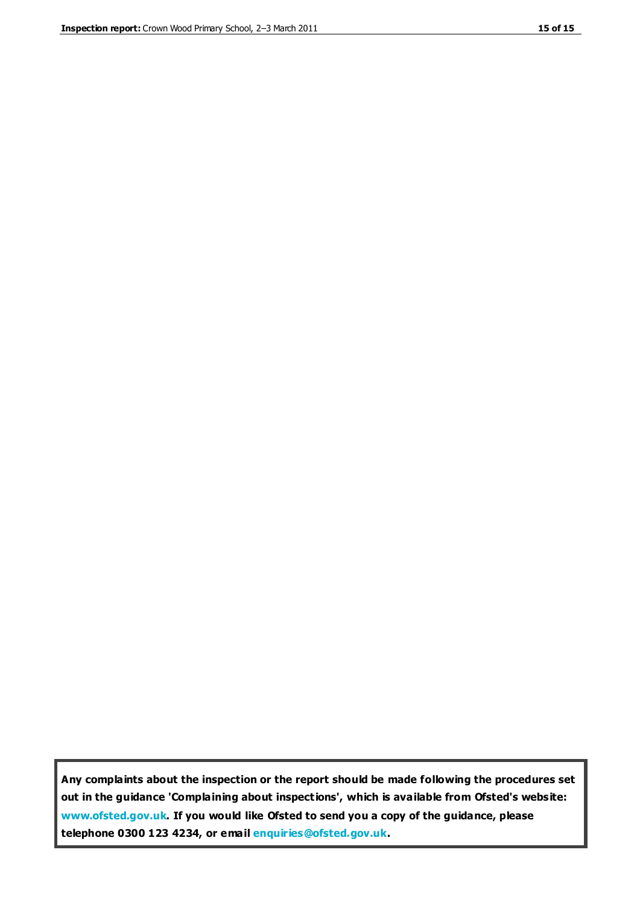**Any complaints about the inspection or the report should be made following the procedures set out in the guidance 'Complaining about inspections', which is available from Ofsted's website: www.ofsted.gov.uk. If you would like Ofsted to send you a copy of the guidance, please telephone 0300 123 4234, or email enquiries@ofsted.gov.uk.**